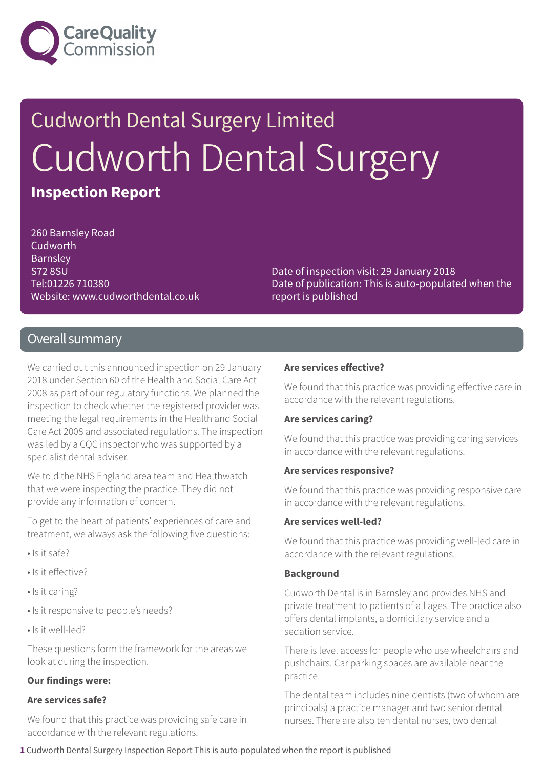Cudworth Dental Surgery Limited

# Cudworth Dental Surgery

**Inspection Report**

260 Barnsley Road
Cudworth
Barnsley
S72 8SU
Tel:01226 710380
Website: www.cudworthdental.co.uk

Date of inspection visit: 29 January 2018
Date of publication: This is auto-populated when the report is published

## Overall summary

We carried out this announced inspection on 29 January 2018 under Section 60 of the Health and Social Care Act 2008 as part of our regulatory functions. We planned the inspection to check whether the registered provider was meeting the legal requirements in the Health and Social Care Act 2008 and associated regulations. The inspection was led by a CQC inspector who was supported by a specialist dental adviser.

We told the NHS England area team and Healthwatch that we were inspecting the practice. They did not provide any information of concern.

To get to the heart of patients' experiences of care and treatment, we always ask the following five questions:

- Is it safe?
- Is it effective?
- Is it caring?
- Is it responsive to people's needs?
- Is it well-led?

These questions form the framework for the areas we look at during the inspection.

**Our findings were:**

**Are services safe?**

We found that this practice was providing safe care in accordance with the relevant regulations.

**Are services effective?**

We found that this practice was providing effective care in accordance with the relevant regulations.

**Are services caring?**

We found that this practice was providing caring services in accordance with the relevant regulations.

**Are services responsive?**

We found that this practice was providing responsive care in accordance with the relevant regulations.

**Are services well-led?**

We found that this practice was providing well-led care in accordance with the relevant regulations.

**Background**

Cudworth Dental is in Barnsley and provides NHS and private treatment to patients of all ages. The practice also offers dental implants, a domiciliary service and a sedation service.

There is level access for people who use wheelchairs and pushchairs. Car parking spaces are available near the practice.

The dental team includes nine dentists (two of whom are principals) a practice manager and two senior dental nurses. There are also ten dental nurses, two dental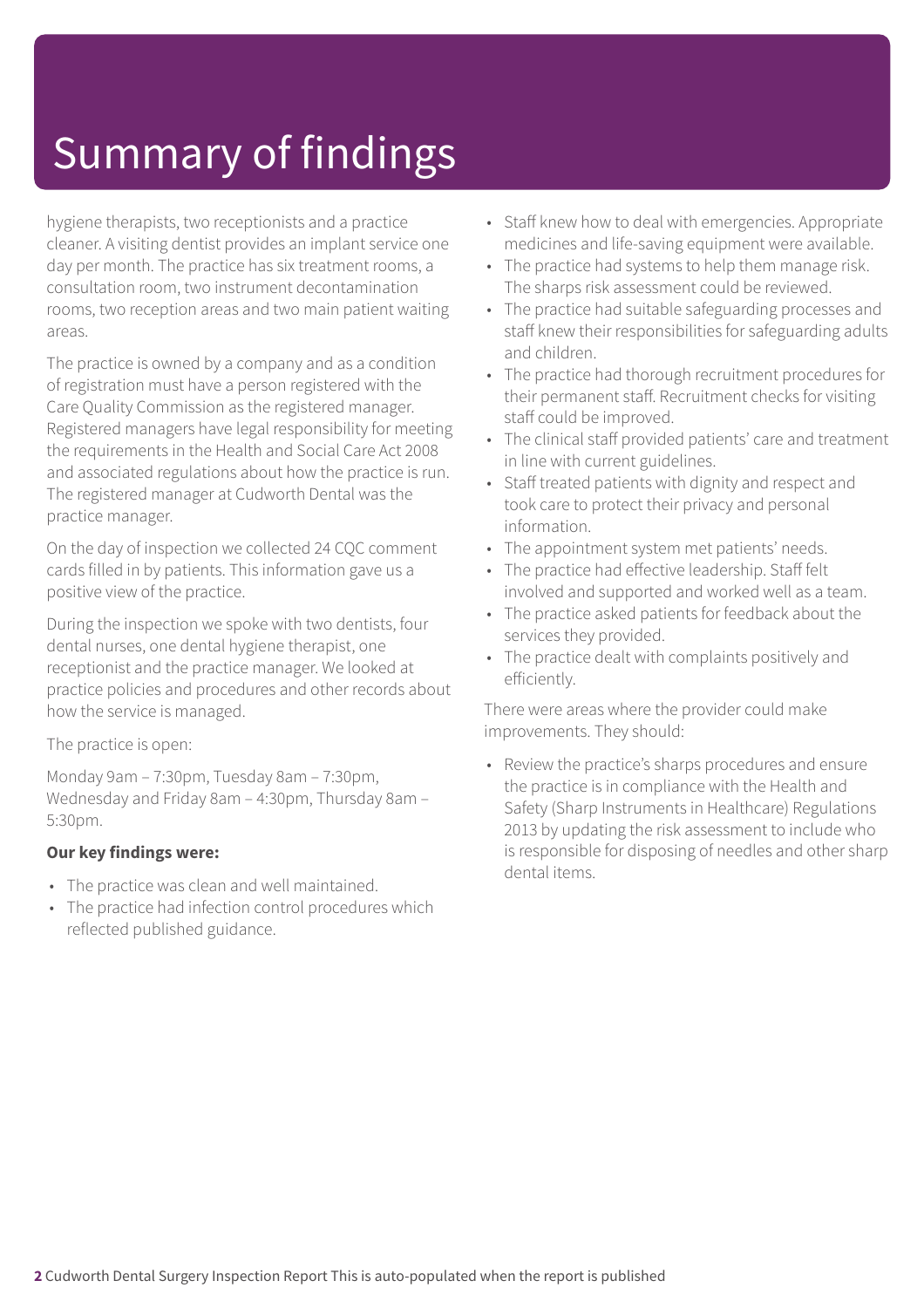# Summary of findings

hygiene therapists, two receptionists and a practice cleaner. A visiting dentist provides an implant service one day per month. The practice has six treatment rooms, a consultation room, two instrument decontamination rooms, two reception areas and two main patient waiting areas.

The practice is owned by a company and as a condition of registration must have a person registered with the Care Quality Commission as the registered manager. Registered managers have legal responsibility for meeting the requirements in the Health and Social Care Act 2008 and associated regulations about how the practice is run. The registered manager at Cudworth Dental was the practice manager.

On the day of inspection we collected 24 CQC comment cards filled in by patients. This information gave us a positive view of the practice.

During the inspection we spoke with two dentists, four dental nurses, one dental hygiene therapist, one receptionist and the practice manager. We looked at practice policies and procedures and other records about how the service is managed.

The practice is open:

Monday 9am – 7:30pm, Tuesday 8am – 7:30pm, Wednesday and Friday 8am – 4:30pm, Thursday 8am – 5:30pm.

**Our key findings were:**

- The practice was clean and well maintained.
- The practice had infection control procedures which reflected published guidance.
- Staff knew how to deal with emergencies. Appropriate medicines and life-saving equipment were available.
- The practice had systems to help them manage risk. The sharps risk assessment could be reviewed.
- The practice had suitable safeguarding processes and staff knew their responsibilities for safeguarding adults and children.
- The practice had thorough recruitment procedures for their permanent staff. Recruitment checks for visiting staff could be improved.
- The clinical staff provided patients' care and treatment in line with current guidelines.
- Staff treated patients with dignity and respect and took care to protect their privacy and personal information.
- The appointment system met patients' needs.
- The practice had effective leadership. Staff felt involved and supported and worked well as a team.
- The practice asked patients for feedback about the services they provided.
- The practice dealt with complaints positively and efficiently.

There were areas where the provider could make improvements. They should:

- Review the practice's sharps procedures and ensure the practice is in compliance with the Health and Safety (Sharp Instruments in Healthcare) Regulations 2013 by updating the risk assessment to include who is responsible for disposing of needles and other sharp dental items.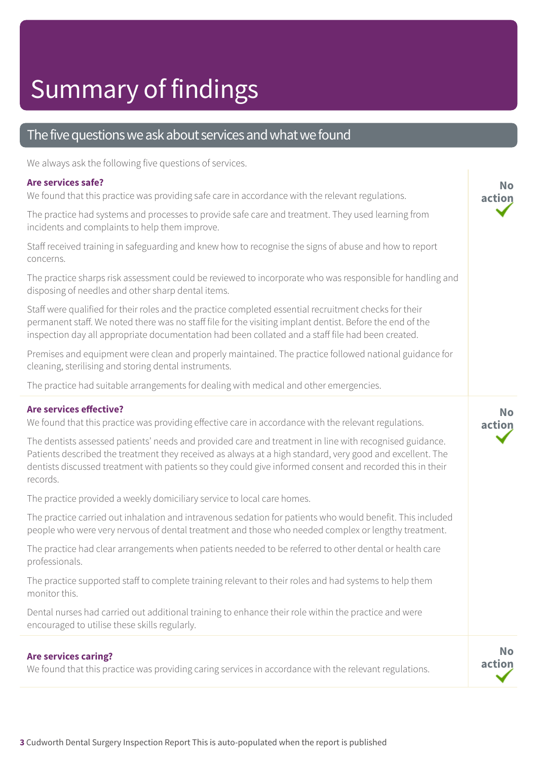# Summary of findings

## The five questions we ask about services and what we found

We always ask the following five questions of services.

### Are services safe?

**No action** ✓

We found that this practice was providing safe care in accordance with the relevant regulations.

The practice had systems and processes to provide safe care and treatment. They used learning from incidents and complaints to help them improve.

Staff received training in safeguarding and knew how to recognise the signs of abuse and how to report concerns.

The practice sharps risk assessment could be reviewed to incorporate who was responsible for handling and disposing of needles and other sharp dental items.

Staff were qualified for their roles and the practice completed essential recruitment checks for their permanent staff. We noted there was no staff file for the visiting implant dentist. Before the end of the inspection day all appropriate documentation had been collated and a staff file had been created.

Premises and equipment were clean and properly maintained. The practice followed national guidance for cleaning, sterilising and storing dental instruments.

The practice had suitable arrangements for dealing with medical and other emergencies.

### Are services effective?

**No action** ✓

We found that this practice was providing effective care in accordance with the relevant regulations.

The dentists assessed patients' needs and provided care and treatment in line with recognised guidance. Patients described the treatment they received as always at a high standard, very good and excellent. The dentists discussed treatment with patients so they could give informed consent and recorded this in their records.

The practice provided a weekly domiciliary service to local care homes.

The practice carried out inhalation and intravenous sedation for patients who would benefit. This included people who were very nervous of dental treatment and those who needed complex or lengthy treatment.

The practice had clear arrangements when patients needed to be referred to other dental or health care professionals.

The practice supported staff to complete training relevant to their roles and had systems to help them monitor this.

Dental nurses had carried out additional training to enhance their role within the practice and were encouraged to utilise these skills regularly.

### Are services caring?

**No action** ✓

We found that this practice was providing caring services in accordance with the relevant regulations.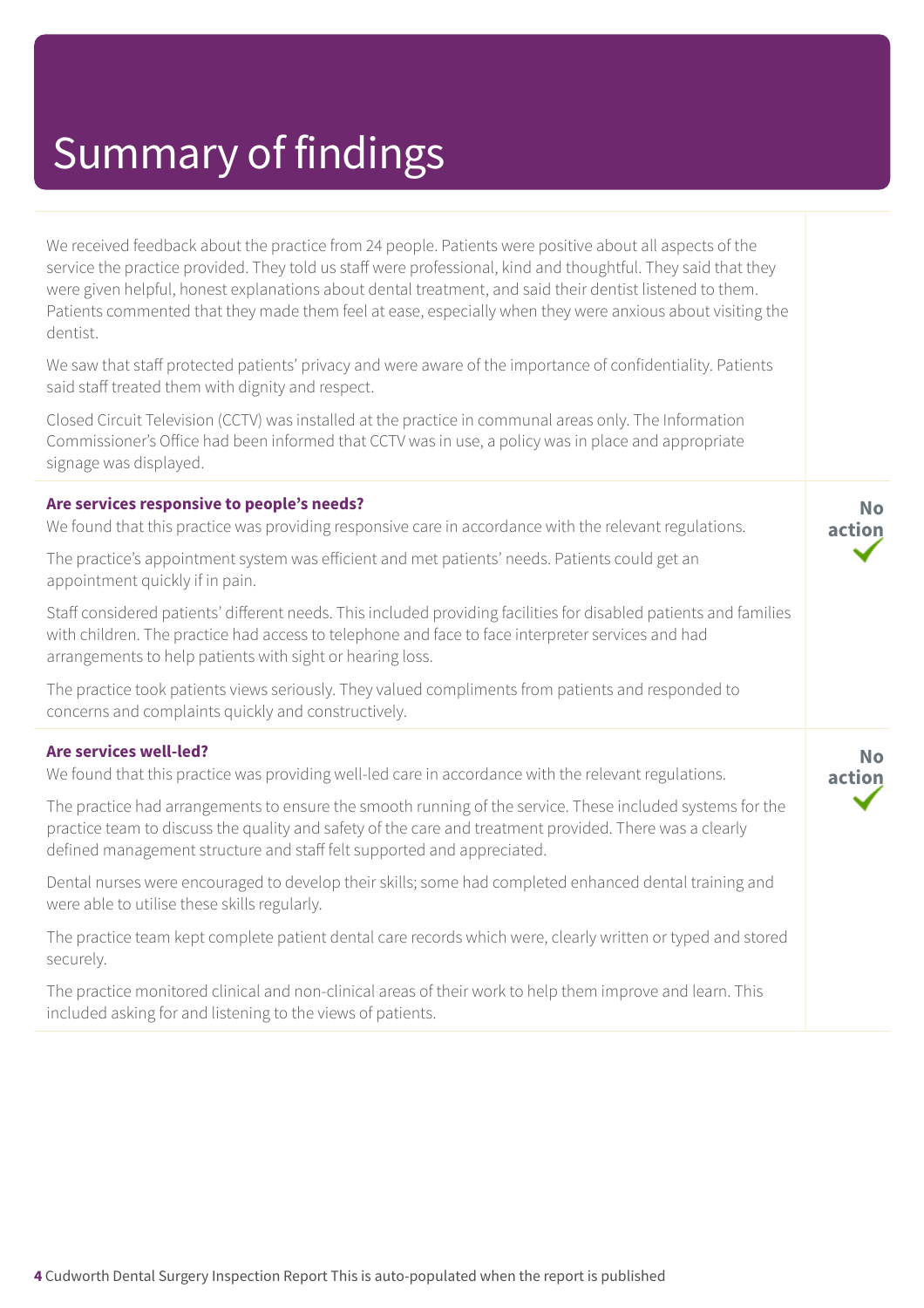# Summary of findings

We received feedback about the practice from 24 people. Patients were positive about all aspects of the service the practice provided. They told us staff were professional, kind and thoughtful. They said that they were given helpful, honest explanations about dental treatment, and said their dentist listened to them. Patients commented that they made them feel at ease, especially when they were anxious about visiting the dentist.

We saw that staff protected patients' privacy and were aware of the importance of confidentiality. Patients said staff treated them with dignity and respect.

Closed Circuit Television (CCTV) was installed at the practice in communal areas only. The Information Commissioner's Office had been informed that CCTV was in use, a policy was in place and appropriate signage was displayed.

### Are services responsive to people's needs?

**No action** ✓

We found that this practice was providing responsive care in accordance with the relevant regulations.

The practice's appointment system was efficient and met patients' needs. Patients could get an appointment quickly if in pain.

Staff considered patients' different needs. This included providing facilities for disabled patients and families with children. The practice had access to telephone and face to face interpreter services and had arrangements to help patients with sight or hearing loss.

The practice took patients views seriously. They valued compliments from patients and responded to concerns and complaints quickly and constructively.

### Are services well-led?

**No action** ✓

We found that this practice was providing well-led care in accordance with the relevant regulations.

The practice had arrangements to ensure the smooth running of the service. These included systems for the practice team to discuss the quality and safety of the care and treatment provided. There was a clearly defined management structure and staff felt supported and appreciated.

Dental nurses were encouraged to develop their skills; some had completed enhanced dental training and were able to utilise these skills regularly.

The practice team kept complete patient dental care records which were, clearly written or typed and stored securely.

The practice monitored clinical and non-clinical areas of their work to help them improve and learn. This included asking for and listening to the views of patients.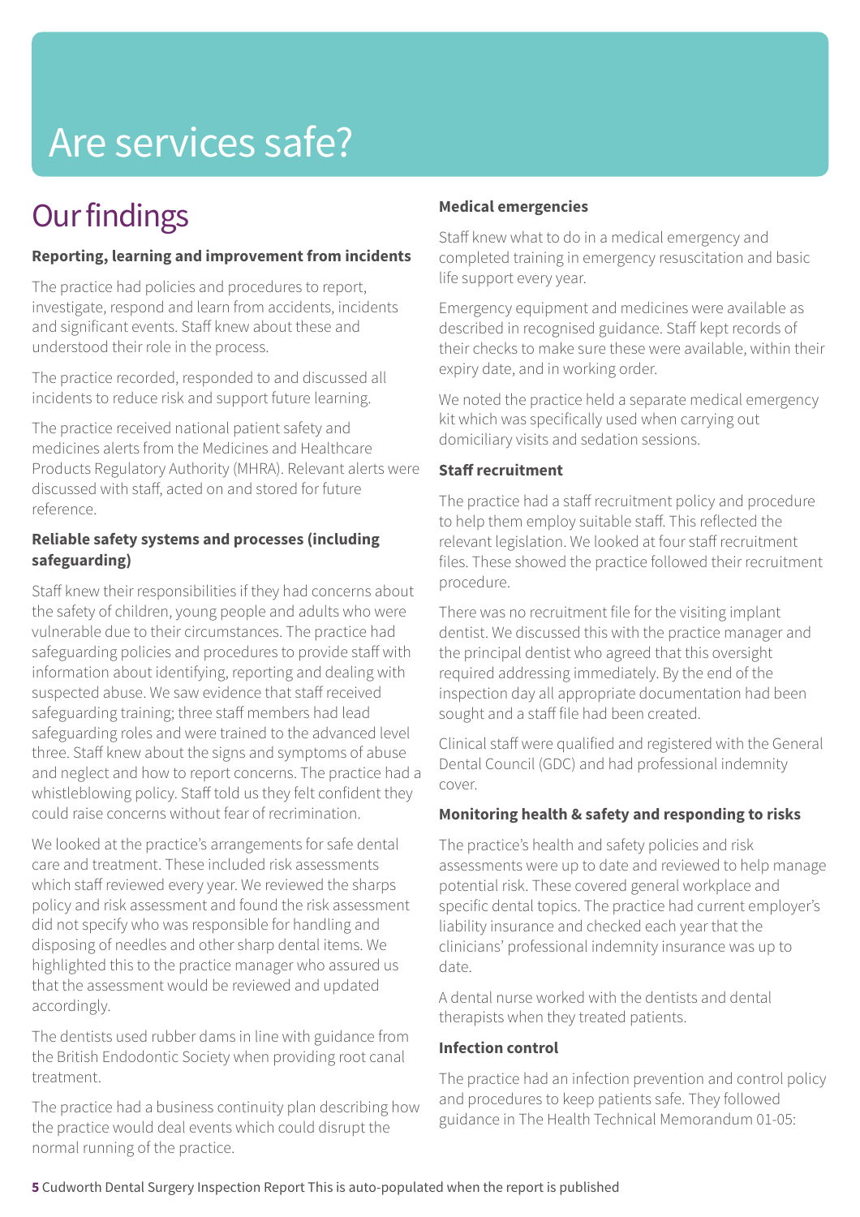# Are services safe?

## Our findings

**Reporting, learning and improvement from incidents**

The practice had policies and procedures to report, investigate, respond and learn from accidents, incidents and significant events. Staff knew about these and understood their role in the process.

The practice recorded, responded to and discussed all incidents to reduce risk and support future learning.

The practice received national patient safety and medicines alerts from the Medicines and Healthcare Products Regulatory Authority (MHRA). Relevant alerts were discussed with staff, acted on and stored for future reference.

**Reliable safety systems and processes (including safeguarding)**

Staff knew their responsibilities if they had concerns about the safety of children, young people and adults who were vulnerable due to their circumstances. The practice had safeguarding policies and procedures to provide staff with information about identifying, reporting and dealing with suspected abuse. We saw evidence that staff received safeguarding training; three staff members had lead safeguarding roles and were trained to the advanced level three. Staff knew about the signs and symptoms of abuse and neglect and how to report concerns. The practice had a whistleblowing policy. Staff told us they felt confident they could raise concerns without fear of recrimination.

We looked at the practice's arrangements for safe dental care and treatment. These included risk assessments which staff reviewed every year. We reviewed the sharps policy and risk assessment and found the risk assessment did not specify who was responsible for handling and disposing of needles and other sharp dental items. We highlighted this to the practice manager who assured us that the assessment would be reviewed and updated accordingly.

The dentists used rubber dams in line with guidance from the British Endodontic Society when providing root canal treatment.

The practice had a business continuity plan describing how the practice would deal events which could disrupt the normal running of the practice.

**Medical emergencies**

Staff knew what to do in a medical emergency and completed training in emergency resuscitation and basic life support every year.

Emergency equipment and medicines were available as described in recognised guidance. Staff kept records of their checks to make sure these were available, within their expiry date, and in working order.

We noted the practice held a separate medical emergency kit which was specifically used when carrying out domiciliary visits and sedation sessions.

**Staff recruitment**

The practice had a staff recruitment policy and procedure to help them employ suitable staff. This reflected the relevant legislation. We looked at four staff recruitment files. These showed the practice followed their recruitment procedure.

There was no recruitment file for the visiting implant dentist. We discussed this with the practice manager and the principal dentist who agreed that this oversight required addressing immediately. By the end of the inspection day all appropriate documentation had been sought and a staff file had been created.

Clinical staff were qualified and registered with the General Dental Council (GDC) and had professional indemnity cover.

**Monitoring health & safety and responding to risks**

The practice's health and safety policies and risk assessments were up to date and reviewed to help manage potential risk. These covered general workplace and specific dental topics. The practice had current employer's liability insurance and checked each year that the clinicians' professional indemnity insurance was up to date.

A dental nurse worked with the dentists and dental therapists when they treated patients.

**Infection control**

The practice had an infection prevention and control policy and procedures to keep patients safe. They followed guidance in The Health Technical Memorandum 01-05: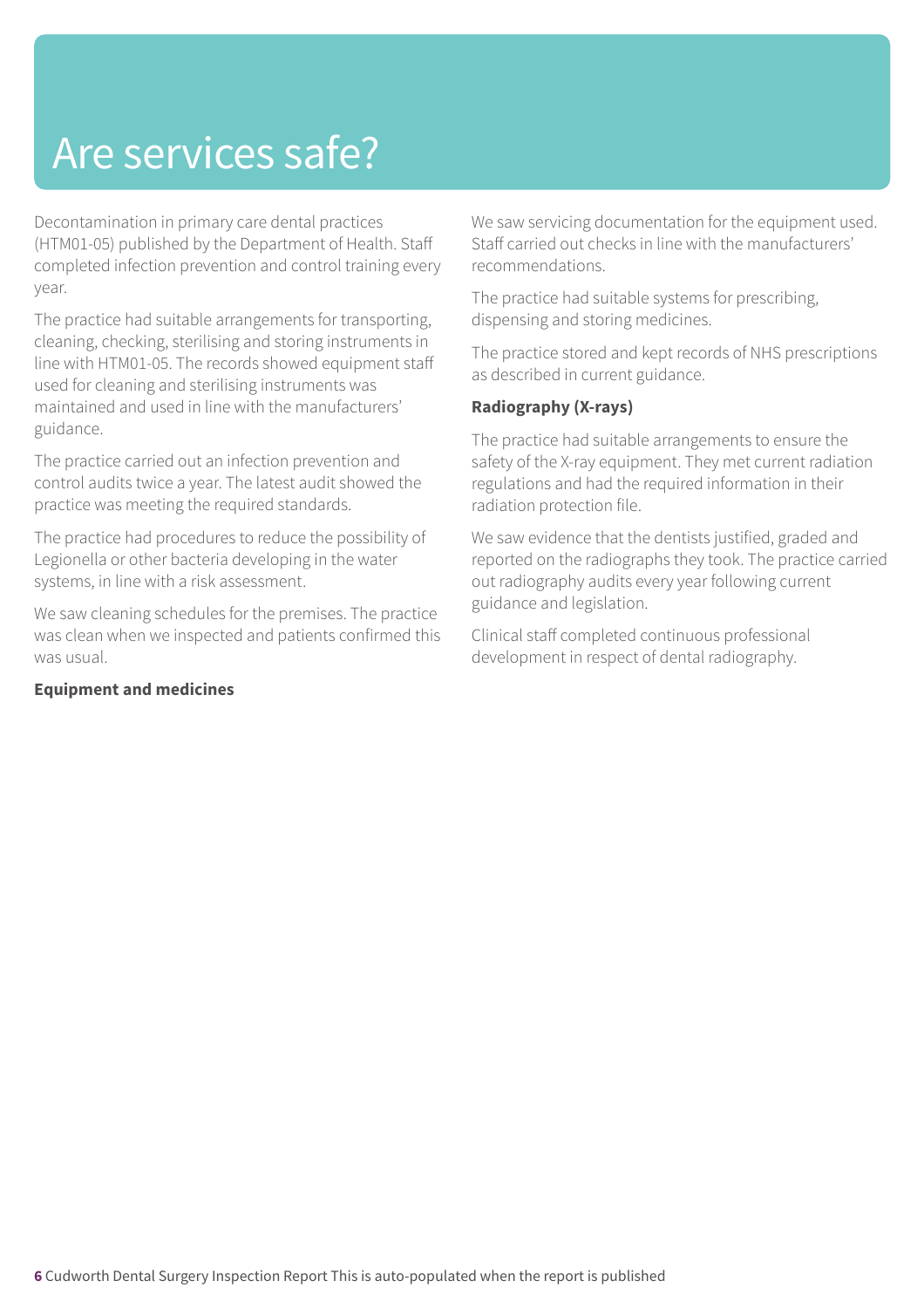# Are services safe?

Decontamination in primary care dental practices (HTM01-05) published by the Department of Health. Staff completed infection prevention and control training every year.

The practice had suitable arrangements for transporting, cleaning, checking, sterilising and storing instruments in line with HTM01-05. The records showed equipment staff used for cleaning and sterilising instruments was maintained and used in line with the manufacturers' guidance.

The practice carried out an infection prevention and control audits twice a year. The latest audit showed the practice was meeting the required standards.

The practice had procedures to reduce the possibility of Legionella or other bacteria developing in the water systems, in line with a risk assessment.

We saw cleaning schedules for the premises. The practice was clean when we inspected and patients confirmed this was usual.

**Equipment and medicines**

We saw servicing documentation for the equipment used. Staff carried out checks in line with the manufacturers' recommendations.

The practice had suitable systems for prescribing, dispensing and storing medicines.

The practice stored and kept records of NHS prescriptions as described in current guidance.

**Radiography (X-rays)**

The practice had suitable arrangements to ensure the safety of the X-ray equipment. They met current radiation regulations and had the required information in their radiation protection file.

We saw evidence that the dentists justified, graded and reported on the radiographs they took. The practice carried out radiography audits every year following current guidance and legislation.

Clinical staff completed continuous professional development in respect of dental radiography.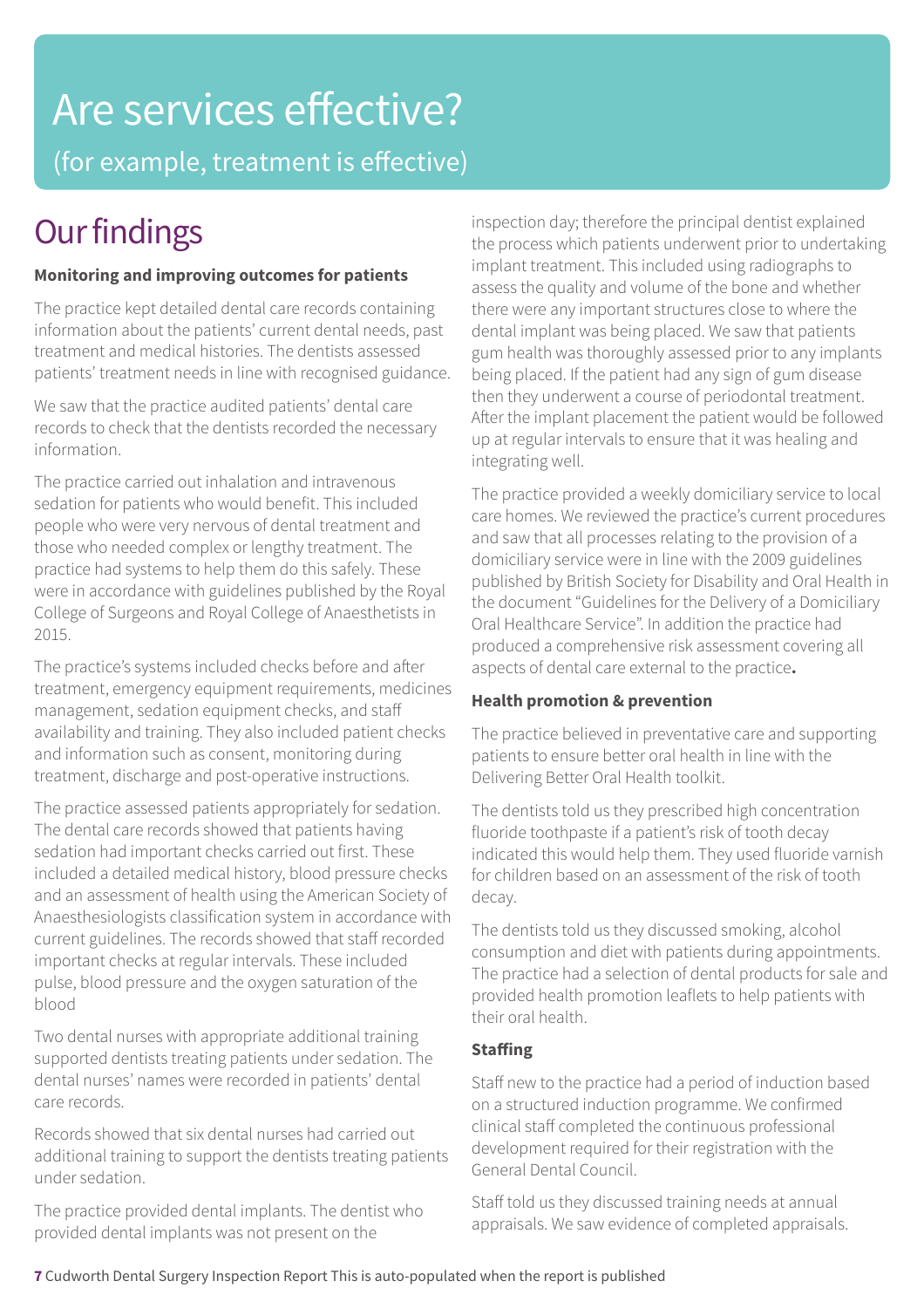# Are services effective?

(for example, treatment is effective)

## Our findings

**Monitoring and improving outcomes for patients**

The practice kept detailed dental care records containing information about the patients' current dental needs, past treatment and medical histories. The dentists assessed patients' treatment needs in line with recognised guidance.

We saw that the practice audited patients' dental care records to check that the dentists recorded the necessary information.

The practice carried out inhalation and intravenous sedation for patients who would benefit. This included people who were very nervous of dental treatment and those who needed complex or lengthy treatment. The practice had systems to help them do this safely. These were in accordance with guidelines published by the Royal College of Surgeons and Royal College of Anaesthetists in 2015.

The practice's systems included checks before and after treatment, emergency equipment requirements, medicines management, sedation equipment checks, and staff availability and training. They also included patient checks and information such as consent, monitoring during treatment, discharge and post-operative instructions.

The practice assessed patients appropriately for sedation. The dental care records showed that patients having sedation had important checks carried out first. These included a detailed medical history, blood pressure checks and an assessment of health using the American Society of Anaesthesiologists classification system in accordance with current guidelines. The records showed that staff recorded important checks at regular intervals. These included pulse, blood pressure and the oxygen saturation of the blood

Two dental nurses with appropriate additional training supported dentists treating patients under sedation. The dental nurses' names were recorded in patients' dental care records.

Records showed that six dental nurses had carried out additional training to support the dentists treating patients under sedation.

The practice provided dental implants. The dentist who provided dental implants was not present on the inspection day; therefore the principal dentist explained the process which patients underwent prior to undertaking implant treatment. This included using radiographs to assess the quality and volume of the bone and whether there were any important structures close to where the dental implant was being placed. We saw that patients gum health was thoroughly assessed prior to any implants being placed. If the patient had any sign of gum disease then they underwent a course of periodontal treatment. After the implant placement the patient would be followed up at regular intervals to ensure that it was healing and integrating well.

The practice provided a weekly domiciliary service to local care homes. We reviewed the practice's current procedures and saw that all processes relating to the provision of a domiciliary service were in line with the 2009 guidelines published by British Society for Disability and Oral Health in the document "Guidelines for the Delivery of a Domiciliary Oral Healthcare Service". In addition the practice had produced a comprehensive risk assessment covering all aspects of dental care external to the practice**.**

**Health promotion & prevention**

The practice believed in preventative care and supporting patients to ensure better oral health in line with the Delivering Better Oral Health toolkit.

The dentists told us they prescribed high concentration fluoride toothpaste if a patient's risk of tooth decay indicated this would help them. They used fluoride varnish for children based on an assessment of the risk of tooth decay.

The dentists told us they discussed smoking, alcohol consumption and diet with patients during appointments. The practice had a selection of dental products for sale and provided health promotion leaflets to help patients with their oral health.

**Staffing**

Staff new to the practice had a period of induction based on a structured induction programme. We confirmed clinical staff completed the continuous professional development required for their registration with the General Dental Council.

Staff told us they discussed training needs at annual appraisals. We saw evidence of completed appraisals.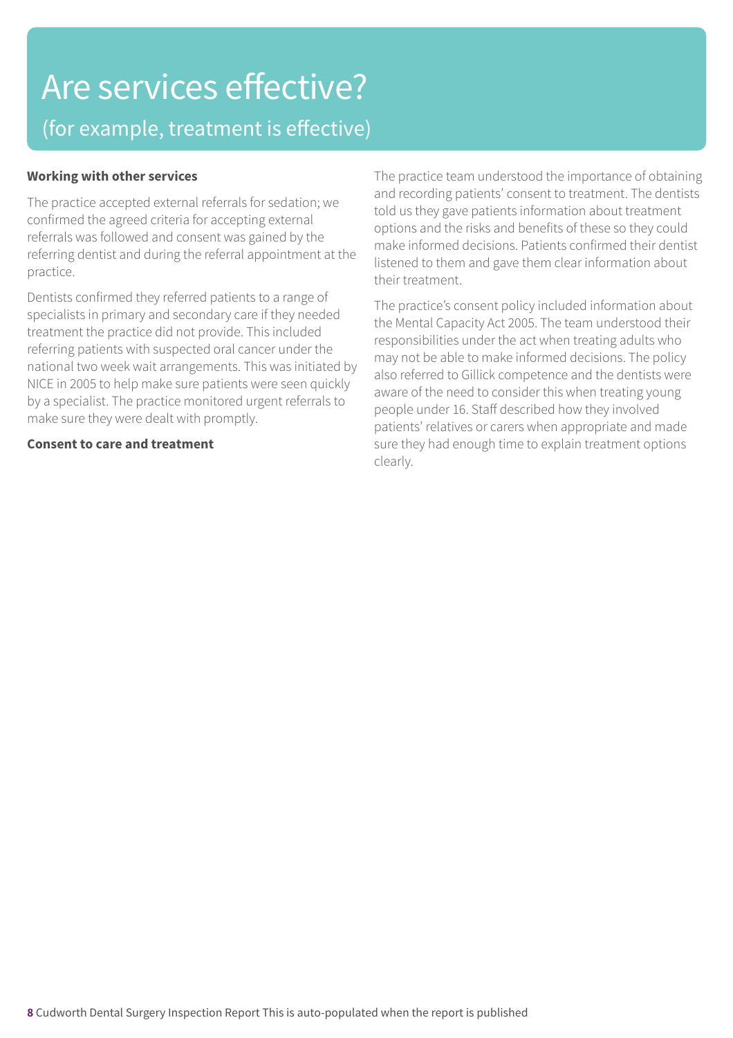# Are services effective?

## (for example, treatment is effective)

**Working with other services**

The practice accepted external referrals for sedation; we confirmed the agreed criteria for accepting external referrals was followed and consent was gained by the referring dentist and during the referral appointment at the practice.

Dentists confirmed they referred patients to a range of specialists in primary and secondary care if they needed treatment the practice did not provide. This included referring patients with suspected oral cancer under the national two week wait arrangements. This was initiated by NICE in 2005 to help make sure patients were seen quickly by a specialist. The practice monitored urgent referrals to make sure they were dealt with promptly.

**Consent to care and treatment**

The practice team understood the importance of obtaining and recording patients' consent to treatment. The dentists told us they gave patients information about treatment options and the risks and benefits of these so they could make informed decisions. Patients confirmed their dentist listened to them and gave them clear information about their treatment.

The practice's consent policy included information about the Mental Capacity Act 2005. The team understood their responsibilities under the act when treating adults who may not be able to make informed decisions. The policy also referred to Gillick competence and the dentists were aware of the need to consider this when treating young people under 16. Staff described how they involved patients' relatives or carers when appropriate and made sure they had enough time to explain treatment options clearly.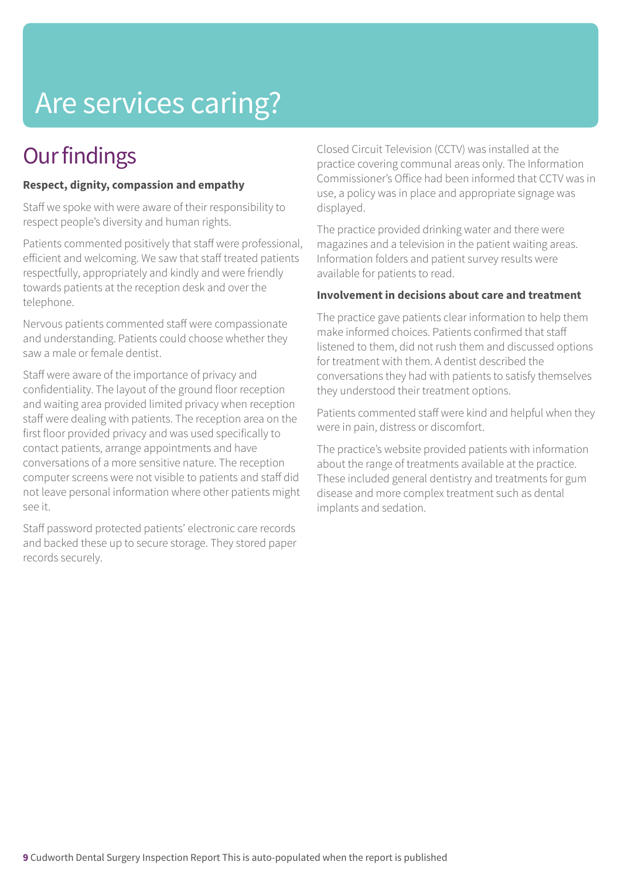# Are services caring?

## Our findings

**Respect, dignity, compassion and empathy**

Staff we spoke with were aware of their responsibility to respect people's diversity and human rights.

Patients commented positively that staff were professional, efficient and welcoming. We saw that staff treated patients respectfully, appropriately and kindly and were friendly towards patients at the reception desk and over the telephone.

Nervous patients commented staff were compassionate and understanding. Patients could choose whether they saw a male or female dentist.

Staff were aware of the importance of privacy and confidentiality. The layout of the ground floor reception and waiting area provided limited privacy when reception staff were dealing with patients. The reception area on the first floor provided privacy and was used specifically to contact patients, arrange appointments and have conversations of a more sensitive nature. The reception computer screens were not visible to patients and staff did not leave personal information where other patients might see it.

Staff password protected patients' electronic care records and backed these up to secure storage. They stored paper records securely.

Closed Circuit Television (CCTV) was installed at the practice covering communal areas only. The Information Commissioner's Office had been informed that CCTV was in use, a policy was in place and appropriate signage was displayed.

The practice provided drinking water and there were magazines and a television in the patient waiting areas. Information folders and patient survey results were available for patients to read.

**Involvement in decisions about care and treatment**

The practice gave patients clear information to help them make informed choices. Patients confirmed that staff listened to them, did not rush them and discussed options for treatment with them. A dentist described the conversations they had with patients to satisfy themselves they understood their treatment options.

Patients commented staff were kind and helpful when they were in pain, distress or discomfort.

The practice's website provided patients with information about the range of treatments available at the practice. These included general dentistry and treatments for gum disease and more complex treatment such as dental implants and sedation.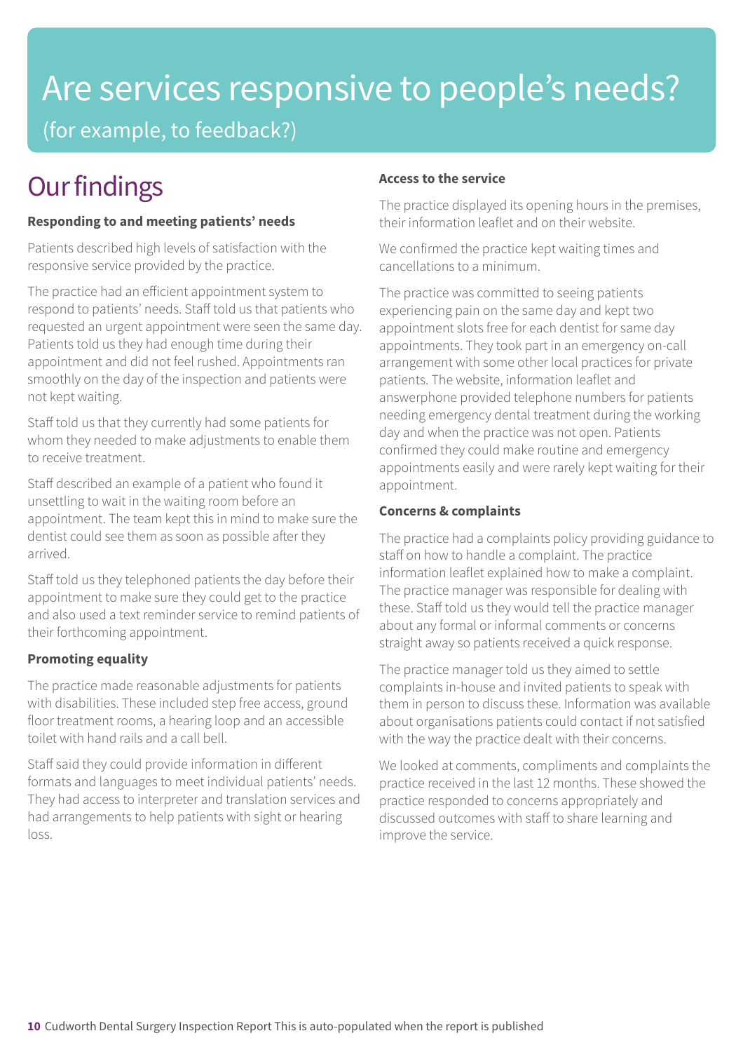# Are services responsive to people's needs?

(for example, to feedback?)

## Our findings

### Responding to and meeting patients' needs

Patients described high levels of satisfaction with the responsive service provided by the practice.

The practice had an efficient appointment system to respond to patients' needs. Staff told us that patients who requested an urgent appointment were seen the same day. Patients told us they had enough time during their appointment and did not feel rushed. Appointments ran smoothly on the day of the inspection and patients were not kept waiting.

Staff told us that they currently had some patients for whom they needed to make adjustments to enable them to receive treatment.

Staff described an example of a patient who found it unsettling to wait in the waiting room before an appointment. The team kept this in mind to make sure the dentist could see them as soon as possible after they arrived.

Staff told us they telephoned patients the day before their appointment to make sure they could get to the practice and also used a text reminder service to remind patients of their forthcoming appointment.

### Promoting equality

The practice made reasonable adjustments for patients with disabilities. These included step free access, ground floor treatment rooms, a hearing loop and an accessible toilet with hand rails and a call bell.

Staff said they could provide information in different formats and languages to meet individual patients' needs. They had access to interpreter and translation services and had arrangements to help patients with sight or hearing loss.

### Access to the service

The practice displayed its opening hours in the premises, their information leaflet and on their website.

We confirmed the practice kept waiting times and cancellations to a minimum.

The practice was committed to seeing patients experiencing pain on the same day and kept two appointment slots free for each dentist for same day appointments. They took part in an emergency on-call arrangement with some other local practices for private patients. The website, information leaflet and answerphone provided telephone numbers for patients needing emergency dental treatment during the working day and when the practice was not open. Patients confirmed they could make routine and emergency appointments easily and were rarely kept waiting for their appointment.

### Concerns & complaints

The practice had a complaints policy providing guidance to staff on how to handle a complaint. The practice information leaflet explained how to make a complaint. The practice manager was responsible for dealing with these. Staff told us they would tell the practice manager about any formal or informal comments or concerns straight away so patients received a quick response.

The practice manager told us they aimed to settle complaints in-house and invited patients to speak with them in person to discuss these. Information was available about organisations patients could contact if not satisfied with the way the practice dealt with their concerns.

We looked at comments, compliments and complaints the practice received in the last 12 months. These showed the practice responded to concerns appropriately and discussed outcomes with staff to share learning and improve the service.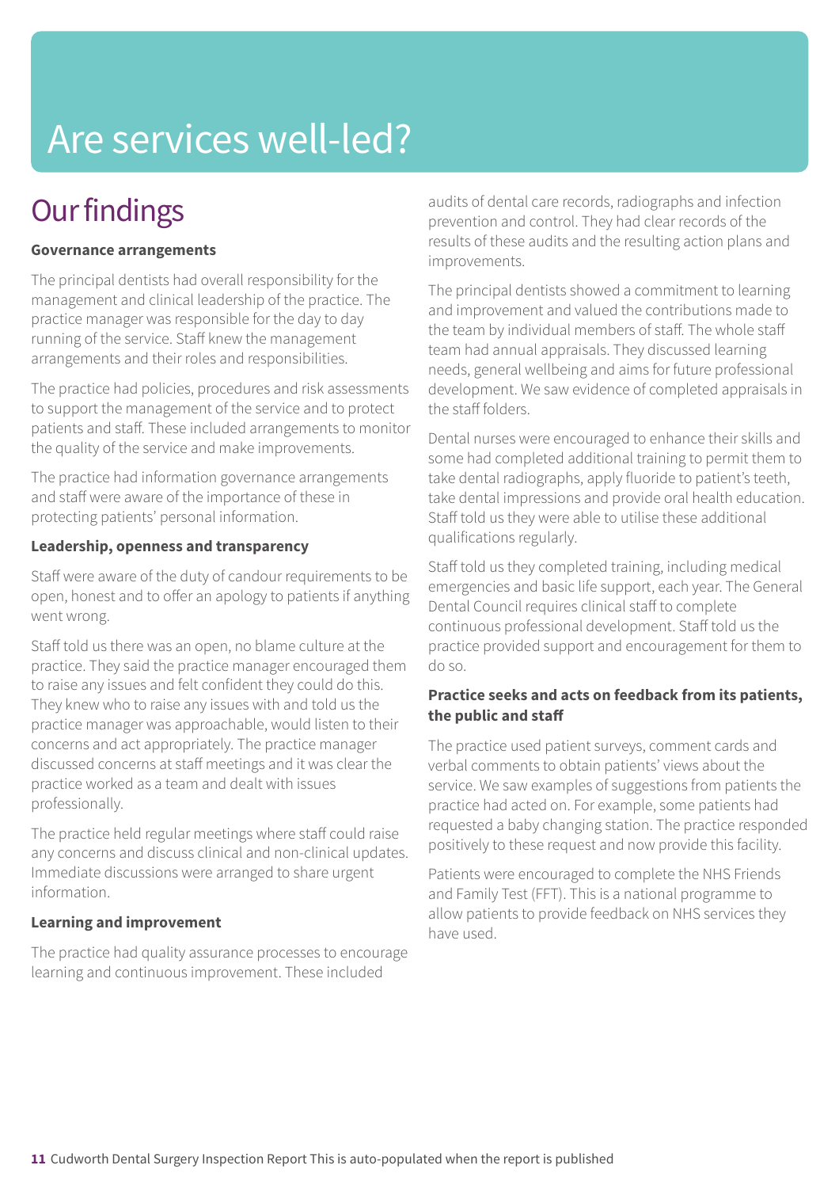# Are services well-led?

## Our findings

**Governance arrangements**

The principal dentists had overall responsibility for the management and clinical leadership of the practice. The practice manager was responsible for the day to day running of the service. Staff knew the management arrangements and their roles and responsibilities.

The practice had policies, procedures and risk assessments to support the management of the service and to protect patients and staff. These included arrangements to monitor the quality of the service and make improvements.

The practice had information governance arrangements and staff were aware of the importance of these in protecting patients' personal information.

**Leadership, openness and transparency**

Staff were aware of the duty of candour requirements to be open, honest and to offer an apology to patients if anything went wrong.

Staff told us there was an open, no blame culture at the practice. They said the practice manager encouraged them to raise any issues and felt confident they could do this. They knew who to raise any issues with and told us the practice manager was approachable, would listen to their concerns and act appropriately. The practice manager discussed concerns at staff meetings and it was clear the practice worked as a team and dealt with issues professionally.

The practice held regular meetings where staff could raise any concerns and discuss clinical and non-clinical updates. Immediate discussions were arranged to share urgent information.

**Learning and improvement**

The practice had quality assurance processes to encourage learning and continuous improvement. These included audits of dental care records, radiographs and infection prevention and control. They had clear records of the results of these audits and the resulting action plans and improvements.

The principal dentists showed a commitment to learning and improvement and valued the contributions made to the team by individual members of staff. The whole staff team had annual appraisals. They discussed learning needs, general wellbeing and aims for future professional development. We saw evidence of completed appraisals in the staff folders.

Dental nurses were encouraged to enhance their skills and some had completed additional training to permit them to take dental radiographs, apply fluoride to patient's teeth, take dental impressions and provide oral health education. Staff told us they were able to utilise these additional qualifications regularly.

Staff told us they completed training, including medical emergencies and basic life support, each year. The General Dental Council requires clinical staff to complete continuous professional development. Staff told us the practice provided support and encouragement for them to do so.

**Practice seeks and acts on feedback from its patients, the public and staff**

The practice used patient surveys, comment cards and verbal comments to obtain patients' views about the service. We saw examples of suggestions from patients the practice had acted on. For example, some patients had requested a baby changing station. The practice responded positively to these request and now provide this facility.

Patients were encouraged to complete the NHS Friends and Family Test (FFT). This is a national programme to allow patients to provide feedback on NHS services they have used.